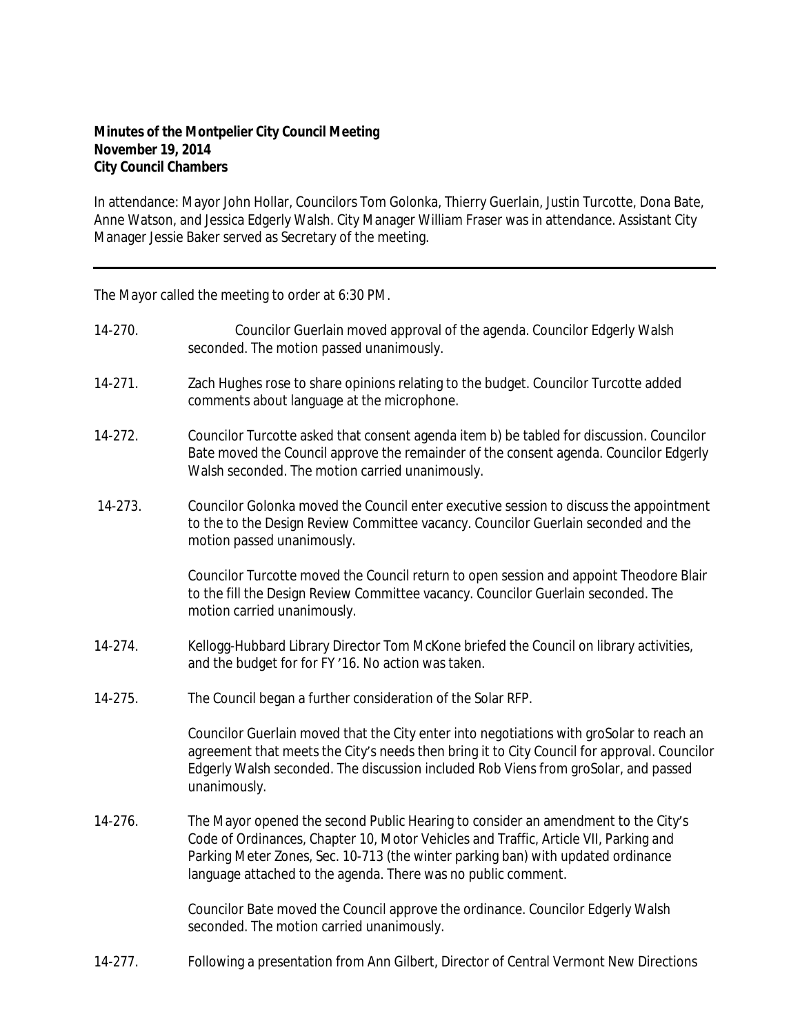**Minutes of the Montpelier City Council Meeting**
**November 19, 2014**
**City Council Chambers**

In attendance: Mayor John Hollar, Councilors Tom Golonka, Thierry Guerlain, Justin Turcotte, Dona Bate, Anne Watson, and Jessica Edgerly Walsh. City Manager William Fraser was in attendance. Assistant City Manager Jessie Baker served as Secretary of the meeting.

---

The Mayor called the meeting to order at 6:30 PM.

14-270. Councilor Guerlain moved approval of the agenda. Councilor Edgerly Walsh seconded. The motion passed unanimously.

14-271. Zach Hughes rose to share opinions relating to the budget. Councilor Turcotte added comments about language at the microphone.

14-272. Councilor Turcotte asked that consent agenda item b) be tabled for discussion. Councilor Bate moved the Council approve the remainder of the consent agenda. Councilor Edgerly Walsh seconded. The motion carried unanimously.

14-273. Councilor Golonka moved the Council enter executive session to discuss the appointment to the to the Design Review Committee vacancy. Councilor Guerlain seconded and the motion passed unanimously.

Councilor Turcotte moved the Council return to open session and appoint Theodore Blair to the fill the Design Review Committee vacancy. Councilor Guerlain seconded. The motion carried unanimously.

14-274. Kellogg-Hubbard Library Director Tom McKone briefed the Council on library activities, and the budget for for FY '16. No action was taken.

14-275. The Council began a further consideration of the Solar RFP.

Councilor Guerlain moved that the City enter into negotiations with groSolar to reach an agreement that meets the City's needs then bring it to City Council for approval. Councilor Edgerly Walsh seconded. The discussion included Rob Viens from groSolar, and passed unanimously.

14-276. The Mayor opened the second Public Hearing to consider an amendment to the City's Code of Ordinances, Chapter 10, Motor Vehicles and Traffic, Article VII, Parking and Parking Meter Zones, Sec. 10-713 (the winter parking ban) with updated ordinance language attached to the agenda. There was no public comment.

Councilor Bate moved the Council approve the ordinance. Councilor Edgerly Walsh seconded. The motion carried unanimously.

14-277. Following a presentation from Ann Gilbert, Director of Central Vermont New Directions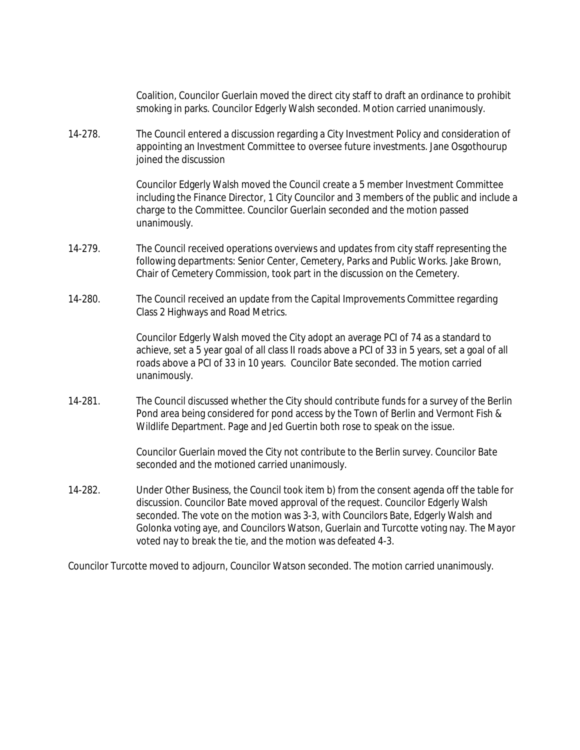Coalition, Councilor Guerlain moved the direct city staff to draft an ordinance to prohibit smoking in parks. Councilor Edgerly Walsh seconded. Motion carried unanimously.

14-278. The Council entered a discussion regarding a City Investment Policy and consideration of appointing an Investment Committee to oversee future investments. Jane Osgothourup joined the discussion

Councilor Edgerly Walsh moved the Council create a 5 member Investment Committee including the Finance Director, 1 City Councilor and 3 members of the public and include a charge to the Committee. Councilor Guerlain seconded and the motion passed unanimously.

14-279. The Council received operations overviews and updates from city staff representing the following departments: Senior Center, Cemetery, Parks and Public Works. Jake Brown, Chair of Cemetery Commission, took part in the discussion on the Cemetery.

14-280. The Council received an update from the Capital Improvements Committee regarding Class 2 Highways and Road Metrics.

Councilor Edgerly Walsh moved the City adopt an average PCI of 74 as a standard to achieve, set a 5 year goal of all class II roads above a PCI of 33 in 5 years, set a goal of all roads above a PCI of 33 in 10 years. Councilor Bate seconded. The motion carried unanimously.

14-281. The Council discussed whether the City should contribute funds for a survey of the Berlin Pond area being considered for pond access by the Town of Berlin and Vermont Fish & Wildlife Department. Page and Jed Guertin both rose to speak on the issue.

Councilor Guerlain moved the City not contribute to the Berlin survey. Councilor Bate seconded and the motioned carried unanimously.

14-282. Under Other Business, the Council took item b) from the consent agenda off the table for discussion. Councilor Bate moved approval of the request. Councilor Edgerly Walsh seconded. The vote on the motion was 3-3, with Councilors Bate, Edgerly Walsh and Golonka voting aye, and Councilors Watson, Guerlain and Turcotte voting nay. The Mayor voted nay to break the tie, and the motion was defeated 4-3.

Councilor Turcotte moved to adjourn, Councilor Watson seconded. The motion carried unanimously.